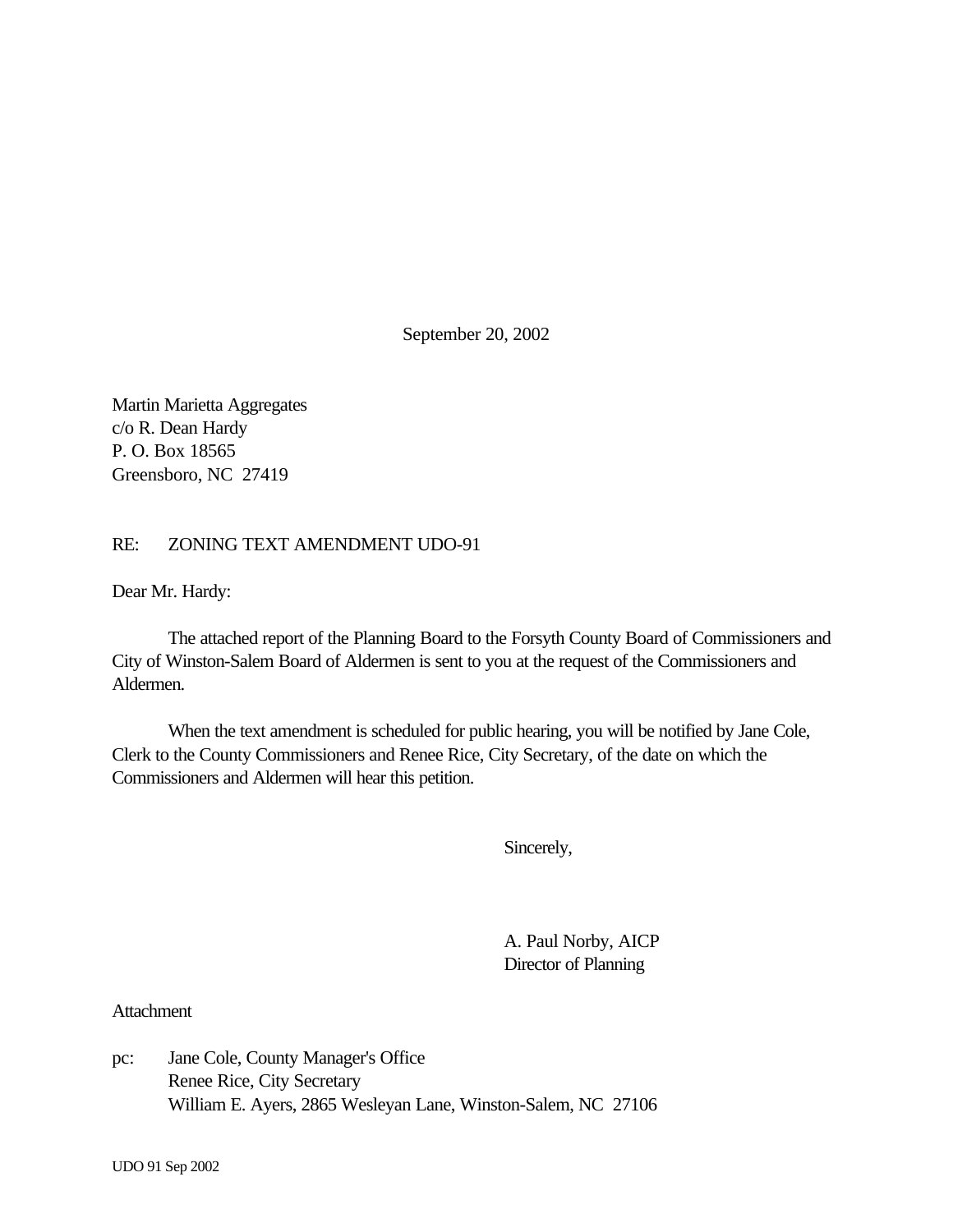September 20, 2002

Martin Marietta Aggregates
c/o R. Dean Hardy
P. O. Box 18565
Greensboro, NC  27419

RE: ZONING TEXT AMENDMENT UDO-91

Dear Mr. Hardy:

The attached report of the Planning Board to the Forsyth County Board of Commissioners and City of Winston-Salem Board of Aldermen is sent to you at the request of the Commissioners and Aldermen.

When the text amendment is scheduled for public hearing, you will be notified by Jane Cole, Clerk to the County Commissioners and Renee Rice, City Secretary, of the date on which the Commissioners and Aldermen will hear this petition.

Sincerely,

A. Paul Norby, AICP
Director of Planning

Attachment

pc: Jane Cole, County Manager's Office
Renee Rice, City Secretary
William E. Ayers, 2865 Wesleyan Lane, Winston-Salem, NC  27106

UDO 91 Sep 2002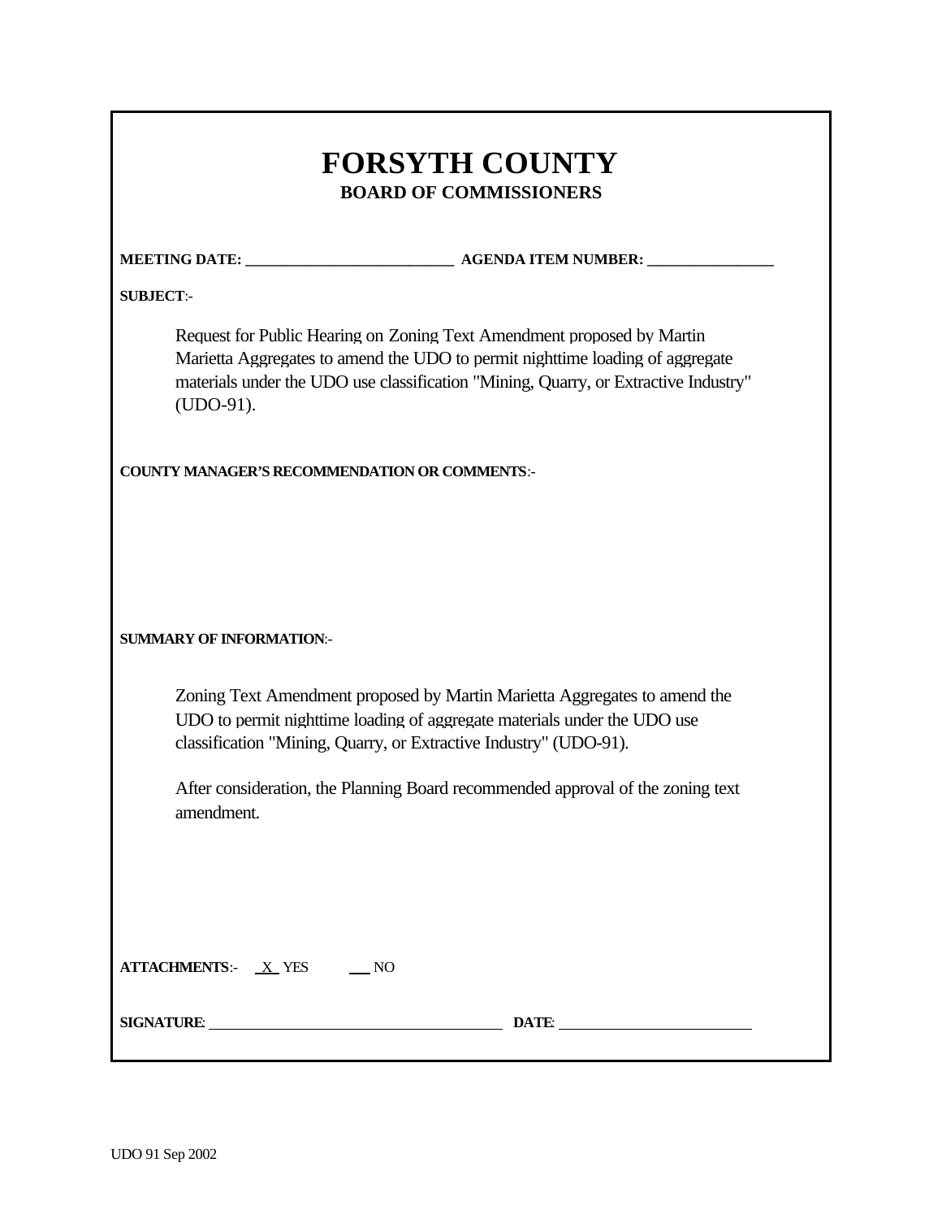# FORSYTH COUNTY

## BOARD OF COMMISSIONERS

**MEETING DATE:** ___________________________ **AGENDA ITEM NUMBER:** ________________

**SUBJECT**:-

Request for Public Hearing on Zoning Text Amendment proposed by Martin Marietta Aggregates to amend the UDO to permit nighttime loading of aggregate materials under the UDO use classification "Mining, Quarry, or Extractive Industry" (UDO-91).

**COUNTY MANAGER'S RECOMMENDATION OR COMMENTS**:-

**SUMMARY OF INFORMATION**:-

Zoning Text Amendment proposed by Martin Marietta Aggregates to amend the UDO to permit nighttime loading of aggregate materials under the UDO use classification "Mining, Quarry, or Extractive Industry" (UDO-91).

After consideration, the Planning Board recommended approval of the zoning text amendment.

**ATTACHMENTS**:- X YES ___ NO

**SIGNATURE**: ______________________________ **DATE**: ____________________

UDO 91 Sep 2002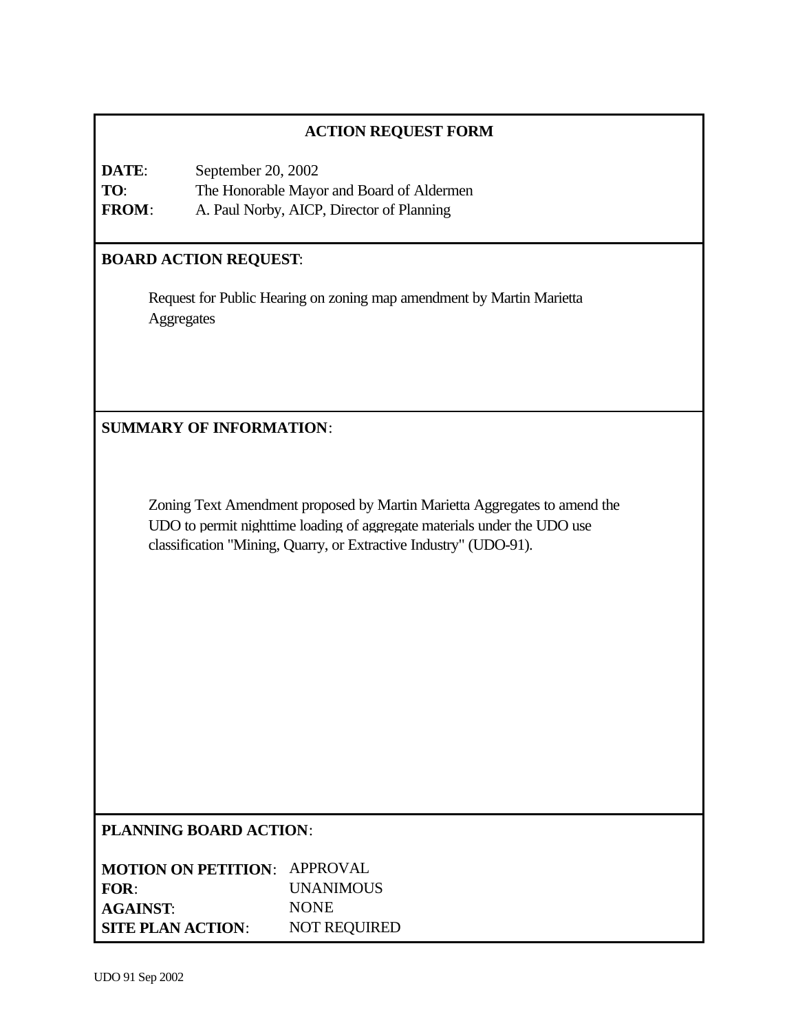## ACTION REQUEST FORM

**DATE**: September 20, 2002
**TO**: The Honorable Mayor and Board of Aldermen
**FROM**: A. Paul Norby, AICP, Director of Planning

**BOARD ACTION REQUEST**:

Request for Public Hearing on zoning map amendment by Martin Marietta Aggregates

**SUMMARY OF INFORMATION**:

Zoning Text Amendment proposed by Martin Marietta Aggregates to amend the UDO to permit nighttime loading of aggregate materials under the UDO use classification "Mining, Quarry, or Extractive Industry" (UDO-91).

**PLANNING BOARD ACTION**:

**MOTION ON PETITION**: APPROVAL
**FOR**: UNANIMOUS
**AGAINST**: NONE
**SITE PLAN ACTION**: NOT REQUIRED

UDO 91 Sep 2002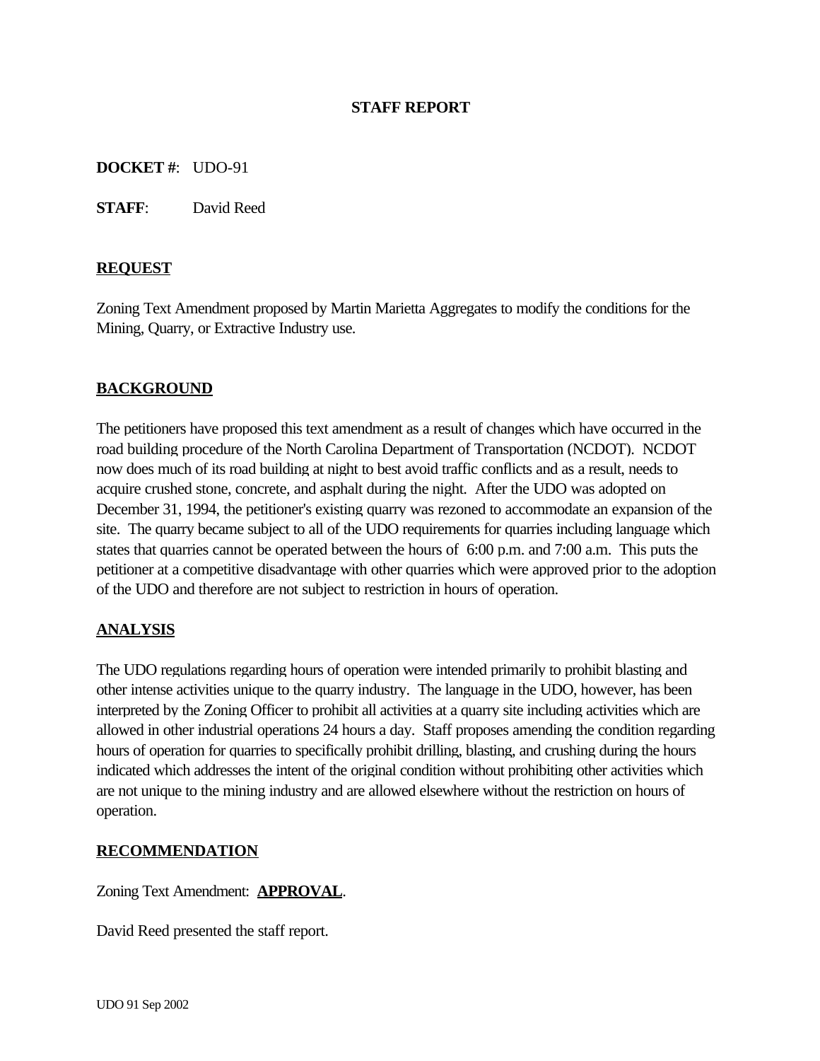# STAFF REPORT

**DOCKET #**: UDO-91

**STAFF**: David Reed

## REQUEST

Zoning Text Amendment proposed by Martin Marietta Aggregates to modify the conditions for the Mining, Quarry, or Extractive Industry use.

## BACKGROUND

The petitioners have proposed this text amendment as a result of changes which have occurred in the road building procedure of the North Carolina Department of Transportation (NCDOT). NCDOT now does much of its road building at night to best avoid traffic conflicts and as a result, needs to acquire crushed stone, concrete, and asphalt during the night. After the UDO was adopted on December 31, 1994, the petitioner's existing quarry was rezoned to accommodate an expansion of the site. The quarry became subject to all of the UDO requirements for quarries including language which states that quarries cannot be operated between the hours of 6:00 p.m. and 7:00 a.m. This puts the petitioner at a competitive disadvantage with other quarries which were approved prior to the adoption of the UDO and therefore are not subject to restriction in hours of operation.

## ANALYSIS

The UDO regulations regarding hours of operation were intended primarily to prohibit blasting and other intense activities unique to the quarry industry. The language in the UDO, however, has been interpreted by the Zoning Officer to prohibit all activities at a quarry site including activities which are allowed in other industrial operations 24 hours a day. Staff proposes amending the condition regarding hours of operation for quarries to specifically prohibit drilling, blasting, and crushing during the hours indicated which addresses the intent of the original condition without prohibiting other activities which are not unique to the mining industry and are allowed elsewhere without the restriction on hours of operation.

## RECOMMENDATION

Zoning Text Amendment: **APPROVAL**.

David Reed presented the staff report.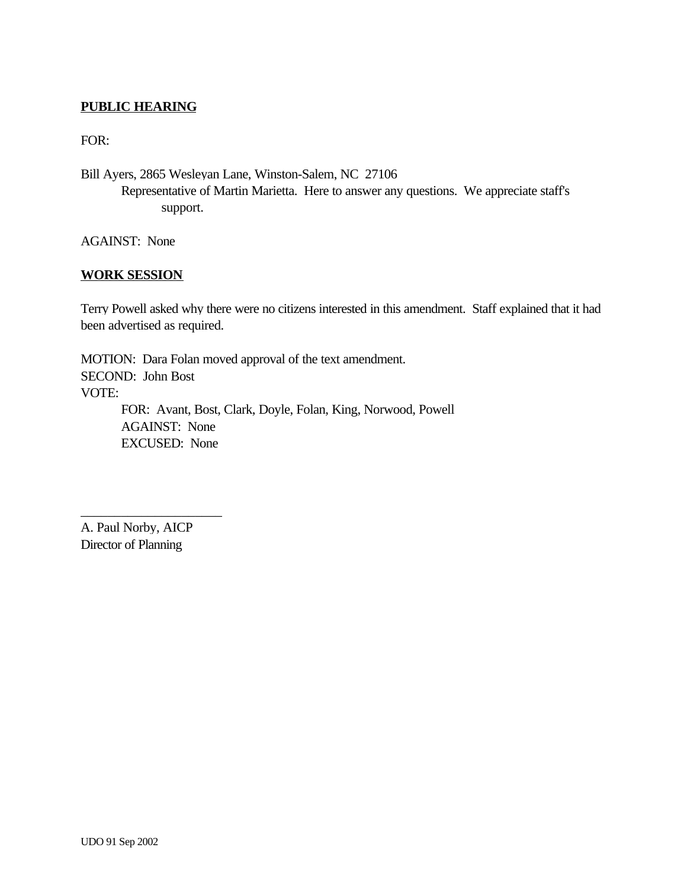## PUBLIC HEARING

FOR:

Bill Ayers, 2865 Wesleyan Lane, Winston-Salem, NC 27106
Representative of Martin Marietta. Here to answer any questions. We appreciate staff's support.

AGAINST: None

## WORK SESSION

Terry Powell asked why there were no citizens interested in this amendment. Staff explained that it had been advertised as required.

MOTION: Dara Folan moved approval of the text amendment.
SECOND: John Bost
VOTE:
FOR: Avant, Bost, Clark, Doyle, Folan, King, Norwood, Powell
AGAINST: None
EXCUSED: None

______________________
A. Paul Norby, AICP
Director of Planning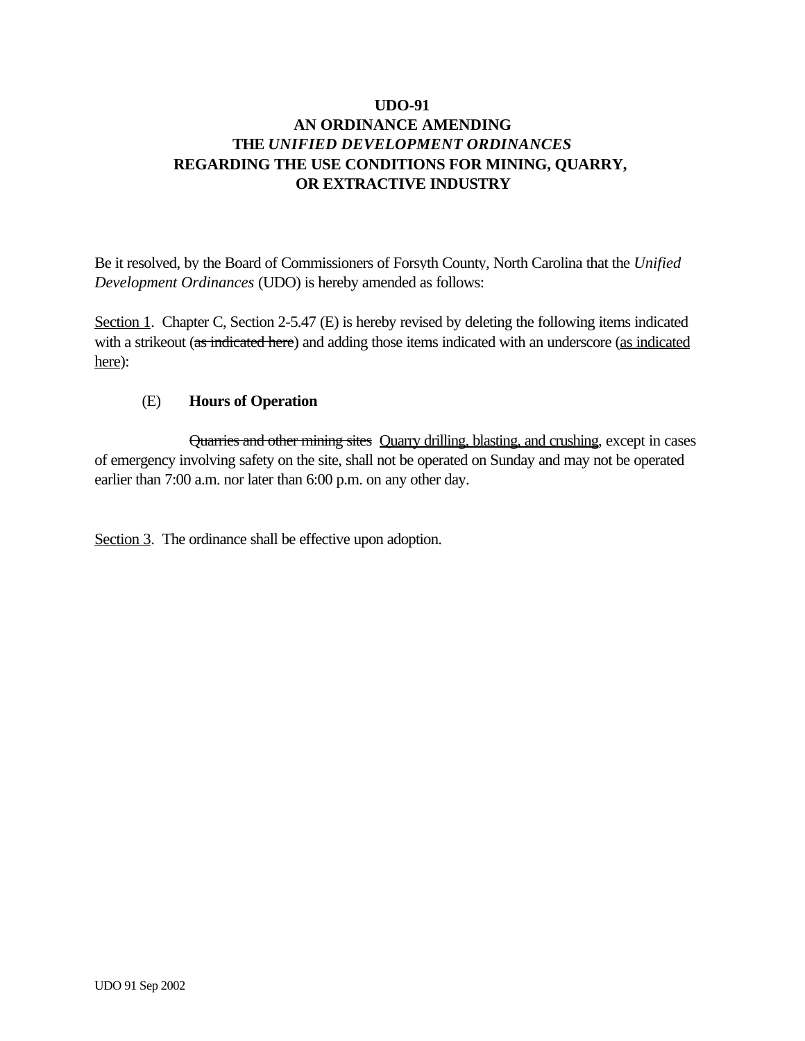**UDO-91**
**AN ORDINANCE AMENDING**
**THE *UNIFIED DEVELOPMENT ORDINANCES***
**REGARDING THE USE CONDITIONS FOR MINING, QUARRY,**
**OR EXTRACTIVE INDUSTRY**

Be it resolved, by the Board of Commissioners of Forsyth County, North Carolina that the *Unified Development Ordinances* (UDO) is hereby amended as follows:

<u>Section 1</u>. Chapter C, Section 2-5.47 (E) is hereby revised by deleting the following items indicated with a strikeout (~~as indicated here~~) and adding those items indicated with an underscore (<u>as indicated here</u>):

(E) **Hours of Operation**

~~Quarries and other mining sites~~ <u>Quarry drilling, blasting, and crushing</u>, except in cases of emergency involving safety on the site, shall not be operated on Sunday and may not be operated earlier than 7:00 a.m. nor later than 6:00 p.m. on any other day.

<u>Section 3</u>. The ordinance shall be effective upon adoption.

UDO 91 Sep 2002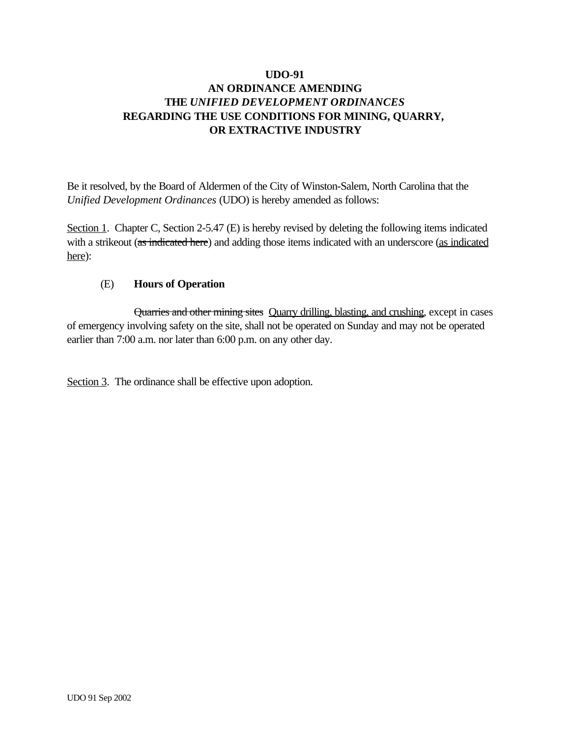**UDO-91**
**AN ORDINANCE AMENDING**
**THE *UNIFIED DEVELOPMENT ORDINANCES***
**REGARDING THE USE CONDITIONS FOR MINING, QUARRY,**
**OR EXTRACTIVE INDUSTRY**

Be it resolved, by the Board of Aldermen of the City of Winston-Salem, North Carolina that the *Unified Development Ordinances* (UDO) is hereby amended as follows:

<u>Section 1</u>. Chapter C, Section 2-5.47 (E) is hereby revised by deleting the following items indicated with a strikeout (~~as indicated here~~) and adding those items indicated with an underscore (<u>as indicated here</u>):

(E) **Hours of Operation**

~~Quarries and other mining sites~~ <u>Quarry drilling, blasting, and crushing</u>, except in cases of emergency involving safety on the site, shall not be operated on Sunday and may not be operated earlier than 7:00 a.m. nor later than 6:00 p.m. on any other day.

<u>Section 3</u>. The ordinance shall be effective upon adoption.

UDO 91 Sep 2002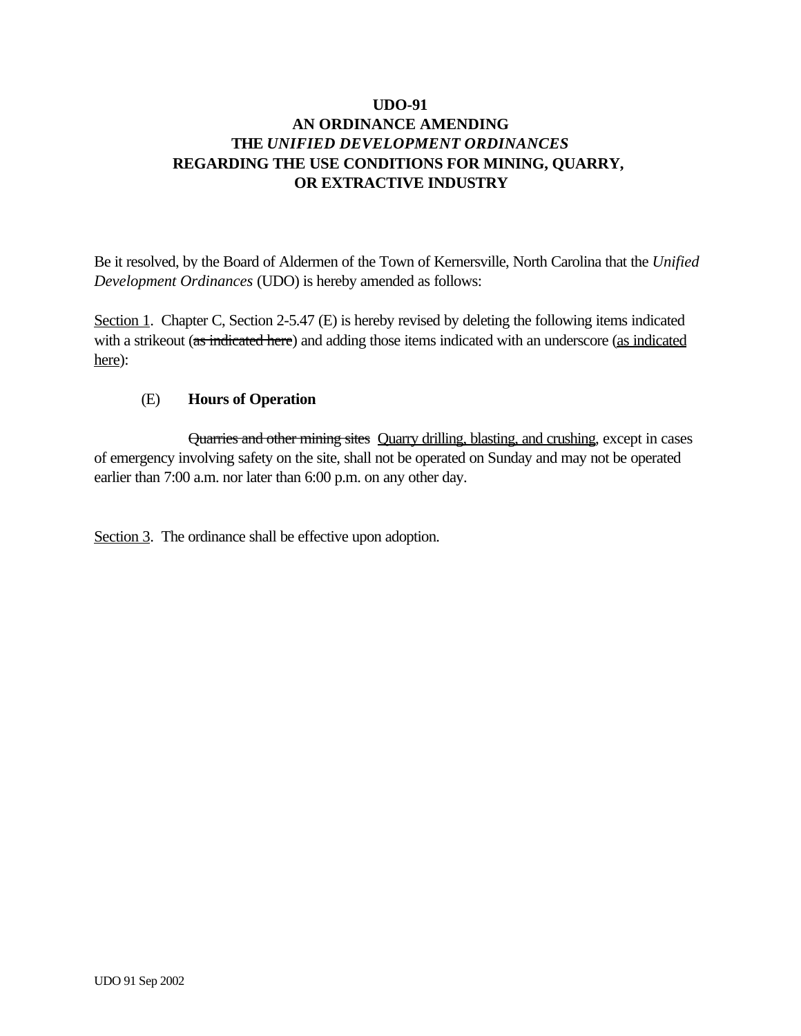**UDO-91**
**AN ORDINANCE AMENDING**
**THE *UNIFIED DEVELOPMENT ORDINANCES***
**REGARDING THE USE CONDITIONS FOR MINING, QUARRY,**
**OR EXTRACTIVE INDUSTRY**

Be it resolved, by the Board of Aldermen of the Town of Kernersville, North Carolina that the *Unified Development Ordinances* (UDO) is hereby amended as follows:

<u>Section 1</u>. Chapter C, Section 2-5.47 (E) is hereby revised by deleting the following items indicated with a strikeout (~~as indicated here~~) and adding those items indicated with an underscore (<u>as indicated here</u>):

(E) **Hours of Operation**

~~Quarries and other mining sites~~ <u>Quarry drilling, blasting, and crushing</u>, except in cases of emergency involving safety on the site, shall not be operated on Sunday and may not be operated earlier than 7:00 a.m. nor later than 6:00 p.m. on any other day.

<u>Section 3</u>. The ordinance shall be effective upon adoption.

UDO 91 Sep 2002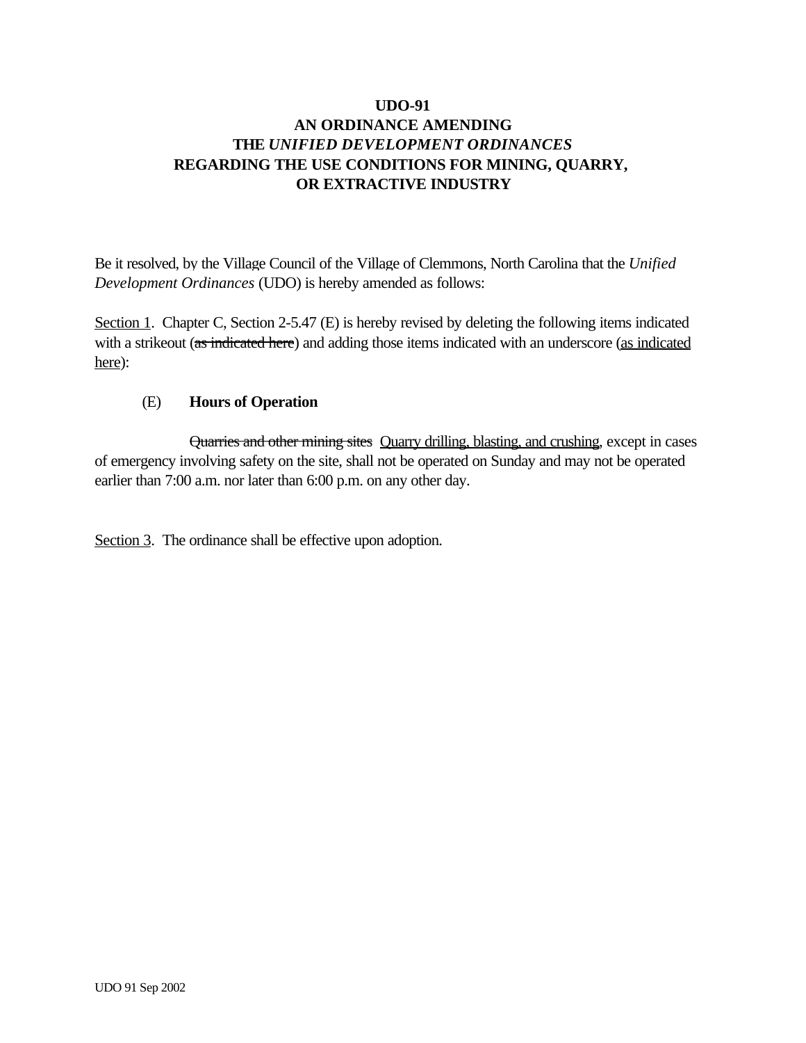# UDO-91
# AN ORDINANCE AMENDING
# THE *UNIFIED DEVELOPMENT ORDINANCES*
# REGARDING THE USE CONDITIONS FOR MINING, QUARRY, OR EXTRACTIVE INDUSTRY

Be it resolved, by the Village Council of the Village of Clemmons, North Carolina that the *Unified Development Ordinances* (UDO) is hereby amended as follows:

<u>Section 1</u>. Chapter C, Section 2-5.47 (E) is hereby revised by deleting the following items indicated with a strikeout (~~as indicated here~~) and adding those items indicated with an underscore (<u>as indicated here</u>):

(E) **Hours of Operation**

~~Quarries and other mining sites~~ <u>Quarry drilling, blasting, and crushing</u>, except in cases of emergency involving safety on the site, shall not be operated on Sunday and may not be operated earlier than 7:00 a.m. nor later than 6:00 p.m. on any other day.

<u>Section 3</u>. The ordinance shall be effective upon adoption.

UDO 91 Sep 2002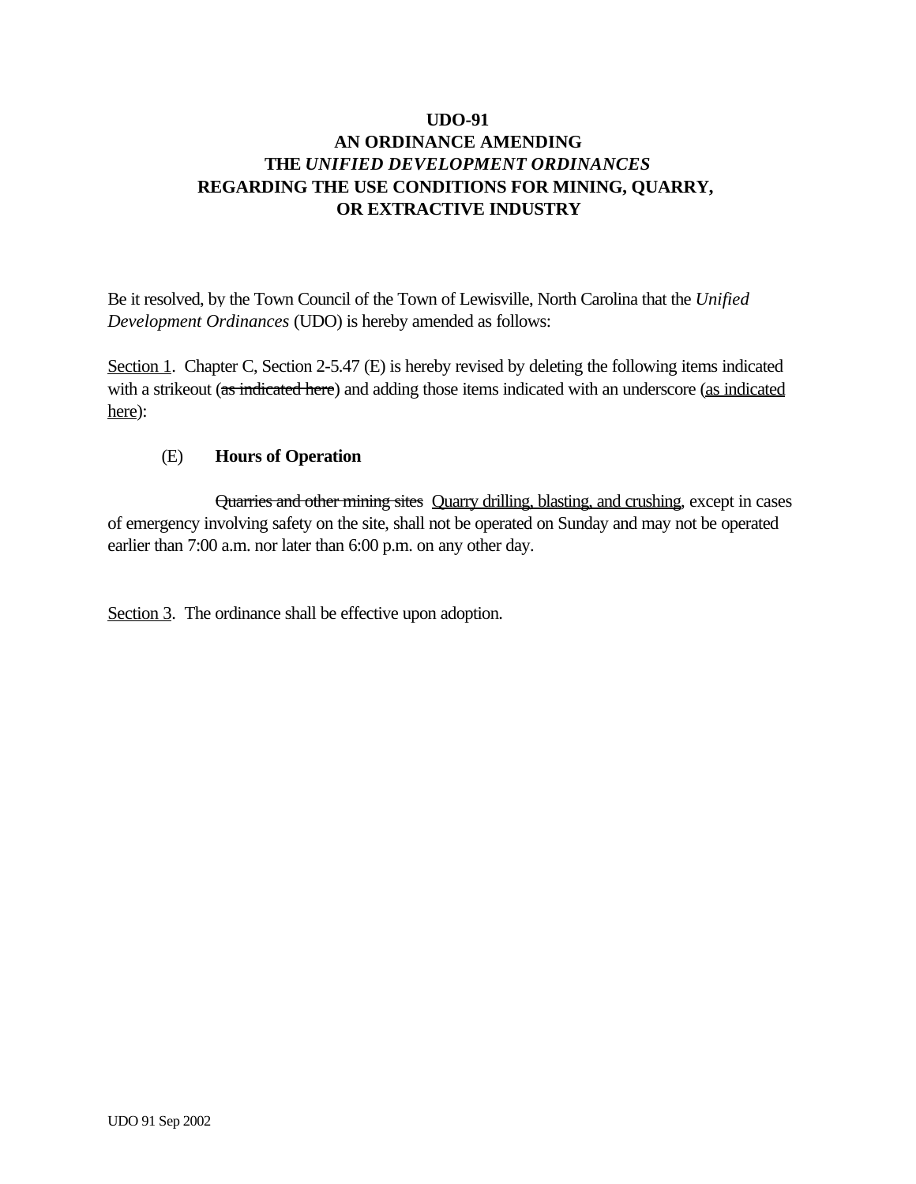**UDO-91**
**AN ORDINANCE AMENDING**
**THE *UNIFIED DEVELOPMENT ORDINANCES***
**REGARDING THE USE CONDITIONS FOR MINING, QUARRY, OR EXTRACTIVE INDUSTRY**

Be it resolved, by the Town Council of the Town of Lewisville, North Carolina that the *Unified Development Ordinances* (UDO) is hereby amended as follows:

<u>Section 1</u>. Chapter C, Section 2-5.47 (E) is hereby revised by deleting the following items indicated with a strikeout (~~as indicated here~~) and adding those items indicated with an underscore (<u>as indicated here</u>):

(E) **Hours of Operation**

~~Quarries and other mining sites~~ <u>Quarry drilling, blasting, and crushing</u>, except in cases of emergency involving safety on the site, shall not be operated on Sunday and may not be operated earlier than 7:00 a.m. nor later than 6:00 p.m. on any other day.

<u>Section 3</u>. The ordinance shall be effective upon adoption.

UDO 91 Sep 2002